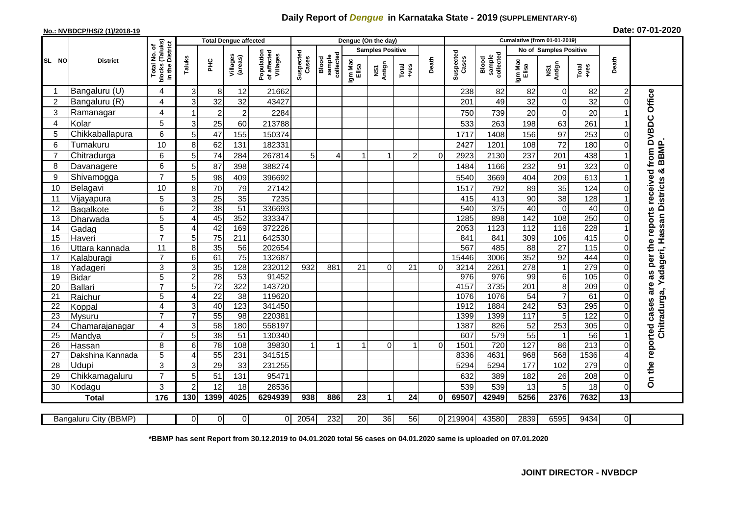# Daily Report of *Dengue* in Karnataka State - 2019 (SUPPLEMENTARY-6)

**No.: NVBDCP/HS/2 (1)/2018-19** **Date: 07-01-2020**

| SL NO | District | Total No. of blocks (Taluks) in the District | Total Dengue affected | | | | Dengue (On the day) | | | | | | | Cumalative (from 01-01-2019) | | | | | | | |
|---|---|---|---|---|---|---|---|---|---|---|---|---|---|---|---|---|---|---|---|---|
| | | | Taluks | PHC | Villages (areas) | Population of affected Villages | Suspected Cases | Blood sample collected | Samples Positive | | | Death | Suspected Cases | Blood sample collected | No of Samples Positive | | | Death | |
| | | | | | | | | | Igm Mac Elisa | NS1 Antign | Total +ves | | | | Igm Mac Elisa | NS1 Antign | Total +ves | | |
| 1 | Bangaluru (U) | 4 | 3 | 8 | 12 | 21662 | | | | | | | 238 | 82 | 82 | 0 | 82 | 2 | On the reported cases are as per the reports received from DVBDC Office Chitradurga, Yadageri, Hassan Districts & BBMP. |
| 2 | Bangaluru (R) | 4 | 3 | 32 | 32 | 43427 | | | | | | | 201 | 49 | 32 | 0 | 32 | 0 | |
| 3 | Ramanagar | 4 | 1 | 2 | 2 | 2284 | | | | | | | 750 | 739 | 20 | 0 | 20 | 1 | |
| 4 | Kolar | 5 | 3 | 25 | 60 | 213788 | | | | | | | 533 | 263 | 198 | 63 | 261 | 1 | |
| 5 | Chikkaballapura | 6 | 5 | 47 | 155 | 150374 | | | | | | | 1717 | 1408 | 156 | 97 | 253 | 0 | |
| 6 | Tumakuru | 10 | 8 | 62 | 131 | 182331 | | | | | | | 2427 | 1201 | 108 | 72 | 180 | 0 | |
| 7 | Chitradurga | 6 | 5 | 74 | 284 | 267814 | 5 | 4 | 1 | 1 | 2 | 0 | 2923 | 2130 | 237 | 201 | 438 | 1 | |
| 8 | Davanagere | 6 | 5 | 87 | 398 | 388274 | | | | | | | 1484 | 1166 | 232 | 91 | 323 | 0 | |
| 9 | Shivamogga | 7 | 5 | 98 | 409 | 396692 | | | | | | | 5540 | 3669 | 404 | 209 | 613 | 1 | |
| 10 | Belagavi | 10 | 8 | 70 | 79 | 27142 | | | | | | | 1517 | 792 | 89 | 35 | 124 | 0 | |
| 11 | Vijayapura | 5 | 3 | 25 | 35 | 7235 | | | | | | | 415 | 413 | 90 | 38 | 128 | 1 | |
| 12 | Bagalkote | 6 | 2 | 38 | 51 | 336693 | | | | | | | 540 | 375 | 40 | 0 | 40 | 0 | |
| 13 | Dharwada | 5 | 4 | 45 | 352 | 333347 | | | | | | | 1285 | 898 | 142 | 108 | 250 | 0 | |
| 14 | Gadag | 5 | 4 | 42 | 169 | 372226 | | | | | | | 2053 | 1123 | 112 | 116 | 228 | 1 | |
| 15 | Haveri | 7 | 5 | 75 | 211 | 642530 | | | | | | | 841 | 841 | 309 | 106 | 415 | 0 | |
| 16 | Uttara kannada | 11 | 8 | 35 | 56 | 202654 | | | | | | | 567 | 485 | 88 | 27 | 115 | 0 | |
| 17 | Kalaburagi | 7 | 6 | 61 | 75 | 132687 | | | | | | | 15446 | 3006 | 352 | 92 | 444 | 0 | |
| 18 | Yadageri | 3 | 3 | 35 | 128 | 232012 | 932 | 881 | 21 | 0 | 21 | 0 | 3214 | 2261 | 278 | 1 | 279 | 0 | |
| 19 | Bidar | 5 | 2 | 28 | 53 | 91452 | | | | | | | 976 | 976 | 99 | 6 | 105 | 0 | |
| 20 | Ballari | 7 | 5 | 72 | 322 | 143720 | | | | | | | 4157 | 3735 | 201 | 8 | 209 | 0 | |
| 21 | Raichur | 5 | 4 | 22 | 38 | 119620 | | | | | | | 1076 | 1076 | 54 | 7 | 61 | 0 | |
| 22 | Koppal | 4 | 3 | 40 | 123 | 341450 | | | | | | | 1912 | 1884 | 242 | 53 | 295 | 0 | |
| 23 | Mysuru | 7 | 7 | 55 | 98 | 220381 | | | | | | | 1399 | 1399 | 117 | 5 | 122 | 0 | |
| 24 | Chamarajanagar | 4 | 3 | 58 | 180 | 558197 | | | | | | | 1387 | 826 | 52 | 253 | 305 | 0 | |
| 25 | Mandya | 7 | 5 | 38 | 51 | 130340 | | | | | | | 607 | 579 | 55 | 1 | 56 | 1 | |
| 26 | Hassan | 8 | 6 | 78 | 108 | 39830 | 1 | 1 | 1 | 0 | 1 | 0 | 1501 | 720 | 127 | 86 | 213 | 0 | |
| 27 | Dakshina Kannada | 5 | 4 | 55 | 231 | 341515 | | | | | | | 8336 | 4631 | 968 | 568 | 1536 | 4 | |
| 28 | Udupi | 3 | 3 | 29 | 33 | 231255 | | | | | | | 5294 | 5294 | 177 | 102 | 279 | 0 | |
| 29 | Chikkamagaluru | 7 | 5 | 51 | 131 | 95471 | | | | | | | 632 | 389 | 182 | 26 | 208 | 0 | |
| 30 | Kodagu | 3 | 2 | 12 | 18 | 28536 | | | | | | | 539 | 539 | 13 | 5 | 18 | 0 | |
| | **Total** | **176** | **130** | **1399** | **4025** | **6294939** | **938** | **886** | **23** | **1** | **24** | **0** | **69507** | **42949** | **5256** | **2376** | **7632** | **13** | |

| Bangaluru City (BBMP) | | 0 | 0 | 0 | 0 | 2054 | 232 | 20 | 36 | 56 | 0 | 219904 | 43580 | 2839 | 6595 | 9434 | 0 |
|---|---|---|---|---|---|---|---|---|---|---|---|---|---|---|---|---|---|

**\*BBMP has sent Report from 30.12.2019 to 04.01.2020 total 56 cases on 04.01.2020 same is uploaded on 07.01.2020**

**JOINT DIRECTOR - NVBDCP**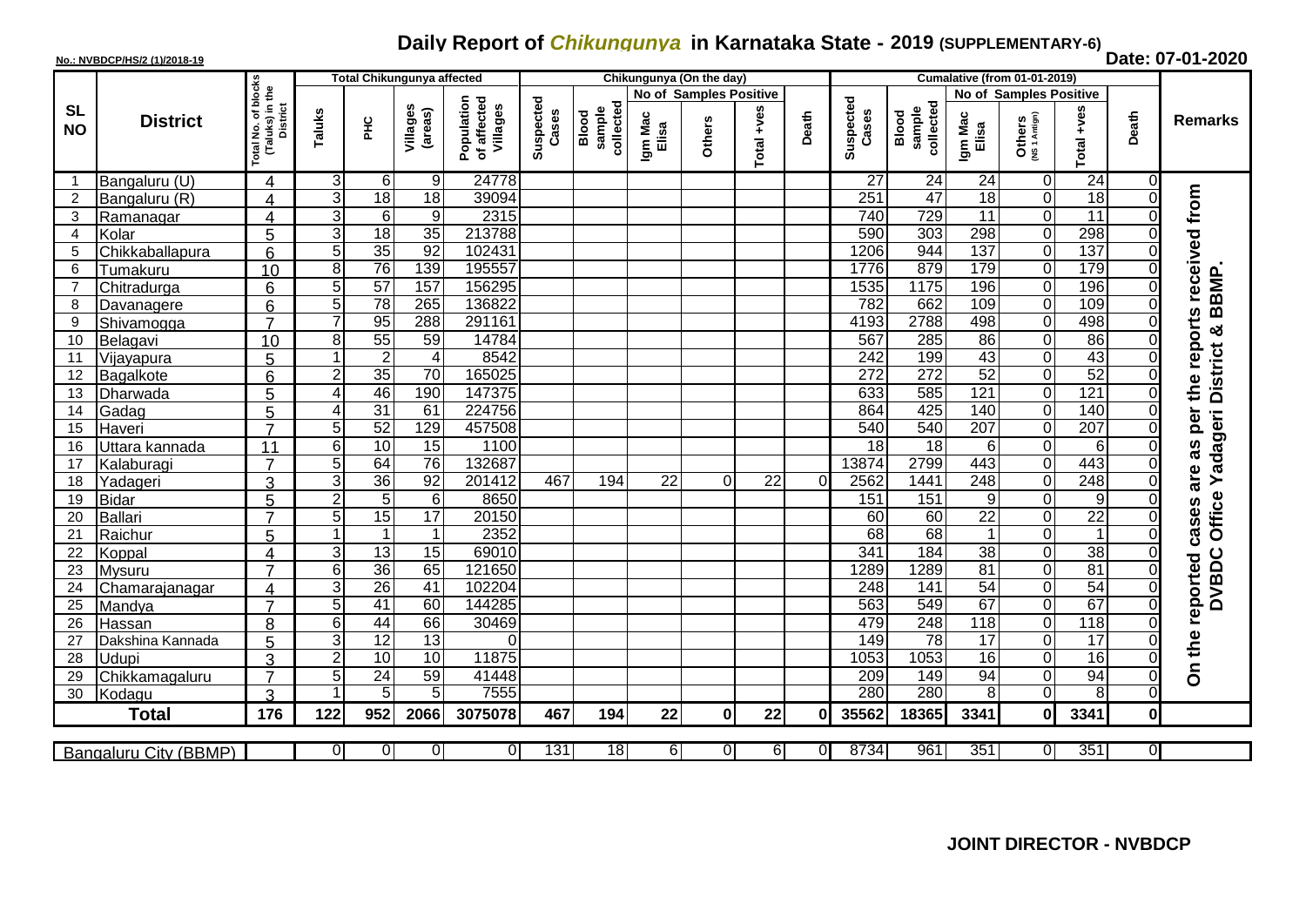# Daily Report of *Chikungunya* in Karnataka State - 2019 (SUPPLEMENTARY-6)

**No.: NVBDCP/HS/2 (1)/2018-19**

**Date: 07-01-2020**

| SL NO | District | Total No. of blocks (Taluks) in the District | Total Chikungunya affected | | | | Chikungunya (On the day) | | | | | | | Cumalative (from 01-01-2019) | | | | | | | Remarks |
|---|---|---|---|---|---|---|---|---|---|---|---|---|---|---|---|---|---|---|---|---|---|
| | | | | | | | | | No of Samples Positive | | | | | | | No of Samples Positive | | | | | |
| | | | Taluks | PHC | Villages (areas) | Population of affected Villages | Suspected Cases | Blood sample collected | Igm Mac Elisa | Others | Total +ves | Death | Suspected Cases | Blood sample collected | Igm Mac Elisa | Others (NS 1 Antign) | Total +ves | Death | |
| 1 | Bangaluru (U) | 4 | 3 | 6 | 9 | 24778 | | | | | | | 27 | 24 | 24 | 0 | 24 | 0 | On the reported cases are as per the reports received from DVBDC Office Yadageri District & BBMP. |
| 2 | Bangaluru (R) | 4 | 3 | 18 | 18 | 39094 | | | | | | | 251 | 47 | 18 | 0 | 18 | 0 | |
| 3 | Ramanagar | 4 | 3 | 6 | 9 | 2315 | | | | | | | 740 | 729 | 11 | 0 | 11 | 0 | |
| 4 | Kolar | 5 | 3 | 18 | 35 | 213788 | | | | | | | 590 | 303 | 298 | 0 | 298 | 0 | |
| 5 | Chikkaballapura | 6 | 5 | 35 | 92 | 102431 | | | | | | | 1206 | 944 | 137 | 0 | 137 | 0 | |
| 6 | Tumakuru | 10 | 8 | 76 | 139 | 195557 | | | | | | | 1776 | 879 | 179 | 0 | 179 | 0 | |
| 7 | Chitradurga | 6 | 5 | 57 | 157 | 156295 | | | | | | | 1535 | 1175 | 196 | 0 | 196 | 0 | |
| 8 | Davanagere | 6 | 5 | 78 | 265 | 136822 | | | | | | | 782 | 662 | 109 | 0 | 109 | 0 | |
| 9 | Shivamogga | 7 | 7 | 95 | 288 | 291161 | | | | | | | 4193 | 2788 | 498 | 0 | 498 | 0 | |
| 10 | Belagavi | 10 | 8 | 55 | 59 | 14784 | | | | | | | 567 | 285 | 86 | 0 | 86 | 0 | |
| 11 | Vijayapura | 5 | 1 | 2 | 4 | 8542 | | | | | | | 242 | 199 | 43 | 0 | 43 | 0 | |
| 12 | Bagalkote | 6 | 2 | 35 | 70 | 165025 | | | | | | | 272 | 272 | 52 | 0 | 52 | 0 | |
| 13 | Dharwada | 5 | 4 | 46 | 190 | 147375 | | | | | | | 633 | 585 | 121 | 0 | 121 | 0 | |
| 14 | Gadag | 5 | 4 | 31 | 61 | 224756 | | | | | | | 864 | 425 | 140 | 0 | 140 | 0 | |
| 15 | Haveri | 7 | 5 | 52 | 129 | 457508 | | | | | | | 540 | 540 | 207 | 0 | 207 | 0 | |
| 16 | Uttara kannada | 11 | 6 | 10 | 15 | 1100 | | | | | | | 18 | 18 | 6 | 0 | 6 | 0 | |
| 17 | Kalaburagi | 7 | 5 | 64 | 76 | 132687 | | | | | | | 13874 | 2799 | 443 | 0 | 443 | 0 | |
| 18 | Yadageri | 3 | 3 | 36 | 92 | 201412 | 467 | 194 | 22 | 0 | 22 | 0 | 2562 | 1441 | 248 | 0 | 248 | 0 | |
| 19 | Bidar | 5 | 2 | 5 | 6 | 8650 | | | | | | | 151 | 151 | 9 | 0 | 9 | 0 | |
| 20 | Ballari | 7 | 5 | 15 | 17 | 20150 | | | | | | | 60 | 60 | 22 | 0 | 22 | 0 | |
| 21 | Raichur | 5 | 1 | 1 | 1 | 2352 | | | | | | | 68 | 68 | 1 | 0 | 1 | 0 | |
| 22 | Koppal | 4 | 3 | 13 | 15 | 69010 | | | | | | | 341 | 184 | 38 | 0 | 38 | 0 | |
| 23 | Mysuru | 7 | 6 | 36 | 65 | 121650 | | | | | | | 1289 | 1289 | 81 | 0 | 81 | 0 | |
| 24 | Chamarajanagar | 4 | 3 | 26 | 41 | 102204 | | | | | | | 248 | 141 | 54 | 0 | 54 | 0 | |
| 25 | Mandya | 7 | 5 | 41 | 60 | 144285 | | | | | | | 563 | 549 | 67 | 0 | 67 | 0 | |
| 26 | Hassan | 8 | 6 | 44 | 66 | 30469 | | | | | | | 479 | 248 | 118 | 0 | 118 | 0 | |
| 27 | Dakshina Kannada | 5 | 3 | 12 | 13 | 0 | | | | | | | 149 | 78 | 17 | 0 | 17 | 0 | |
| 28 | Udupi | 3 | 2 | 10 | 10 | 11875 | | | | | | | 1053 | 1053 | 16 | 0 | 16 | 0 | |
| 29 | Chikkamagaluru | 7 | 5 | 24 | 59 | 41448 | | | | | | | 209 | 149 | 94 | 0 | 94 | 0 | |
| 30 | Kodagu | 3 | 1 | 5 | 5 | 7555 | | | | | | | 280 | 280 | 8 | 0 | 8 | 0 | |
| **Total** | | **176** | **122** | **952** | **2066** | **3075078** | **467** | **194** | **22** | **0** | **22** | **0** | **35562** | **18365** | **3341** | **0** | **3341** | **0** | |

| | | | | | | | | | | | | | | | | | | |
|---|---|---|---|---|---|---|---|---|---|---|---|---|---|---|---|---|---|---|
| Bangaluru City (BBMP) | | 0 | 0 | 0 | 0 | 131 | 18 | 6 | 0 | 6 | 0 | 8734 | 961 | 351 | 0 | 351 | 0 | |

**JOINT DIRECTOR - NVBDCP**